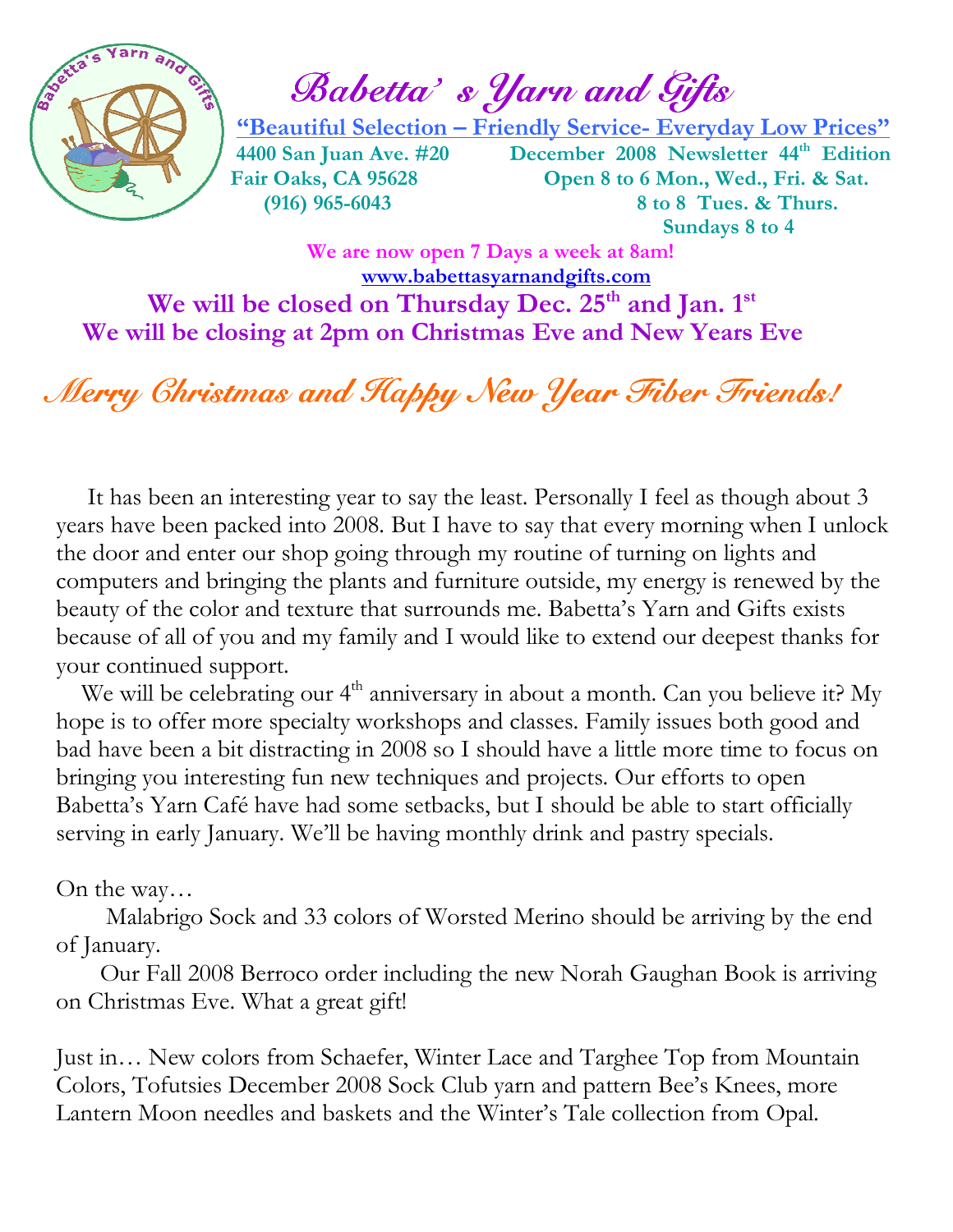# Babetta' s Yarn and Gifts

**"Beautiful Selection – Friendly Service- Everyday Low Prices"**

**4400 San Juan Ave. #20**
**Fair Oaks, CA 95628**
**(916) 965-6043**

**December 2008 Newsletter 44th Edition**
**Open 8 to 6 Mon., Wed., Fri. & Sat.**
**8 to 8 Tues. & Thurs.**
**Sundays 8 to 4**

**We are now open 7 Days a week at 8am!**

www.babettasyarnandgifts.com

**We will be closed on Thursday Dec. 25th and Jan. 1st**
**We will be closing at 2pm on Christmas Eve and New Years Eve**

## *Merry Christmas and Happy New Year Fiber Friends!*

It has been an interesting year to say the least. Personally I feel as though about 3 years have been packed into 2008. But I have to say that every morning when I unlock the door and enter our shop going through my routine of turning on lights and computers and bringing the plants and furniture outside, my energy is renewed by the beauty of the color and texture that surrounds me. Babetta's Yarn and Gifts exists because of all of you and my family and I would like to extend our deepest thanks for your continued support.

We will be celebrating our 4th anniversary in about a month. Can you believe it? My hope is to offer more specialty workshops and classes. Family issues both good and bad have been a bit distracting in 2008 so I should have a little more time to focus on bringing you interesting fun new techniques and projects. Our efforts to open Babetta's Yarn Café have had some setbacks, but I should be able to start officially serving in early January. We'll be having monthly drink and pastry specials.

On the way…

Malabrigo Sock and 33 colors of Worsted Merino should be arriving by the end of January.

Our Fall 2008 Berroco order including the new Norah Gaughan Book is arriving on Christmas Eve. What a great gift!

Just in… New colors from Schaefer, Winter Lace and Targhee Top from Mountain Colors, Tofutsies December 2008 Sock Club yarn and pattern Bee's Knees, more Lantern Moon needles and baskets and the Winter's Tale collection from Opal.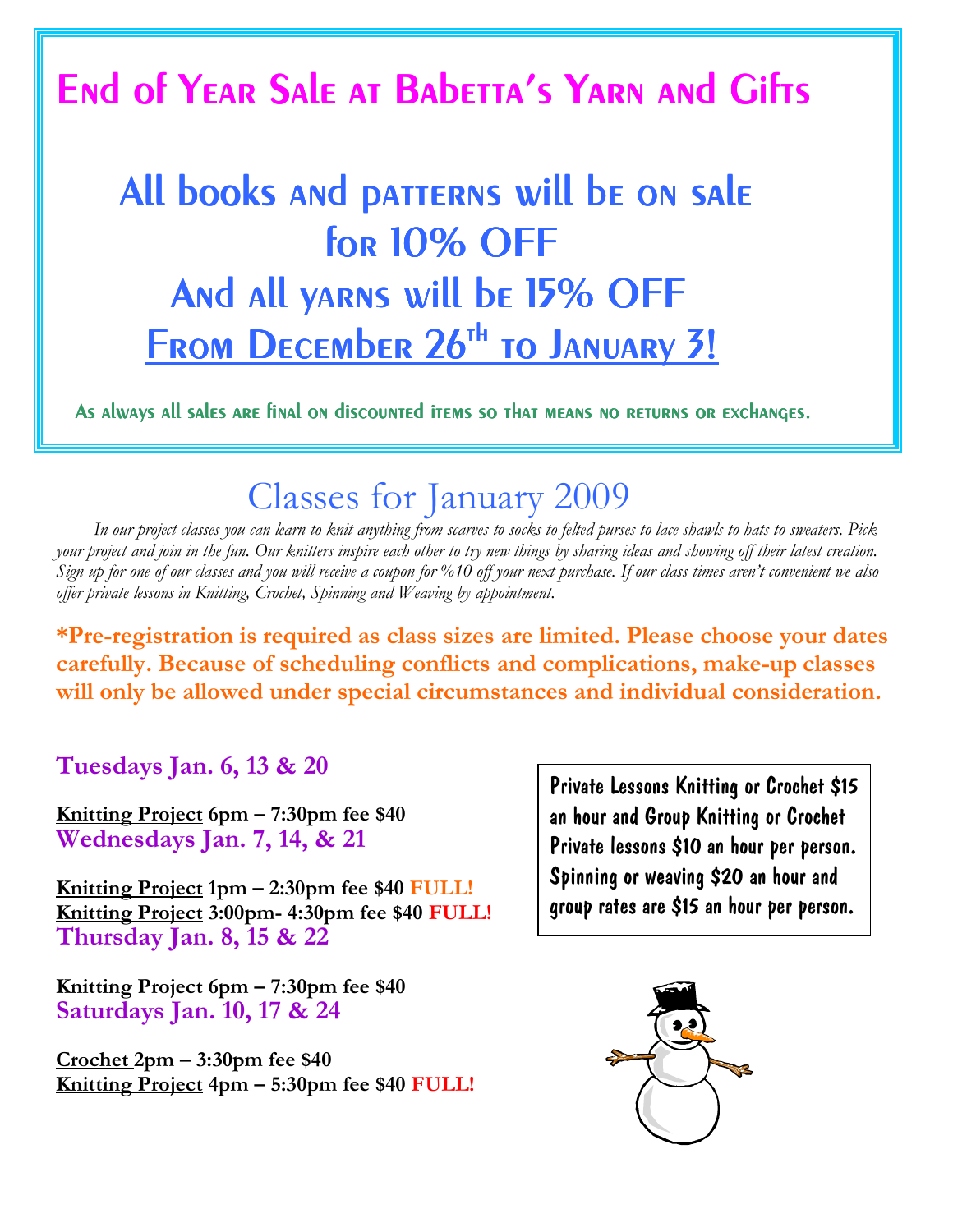# End of Year Sale at Babetta's Yarn and Gifts

## All books and patterns will be on sale for 10% OFF And all yarns will be 15% OFF From December 26th to January 3!

As always all sales are final on discounted items so that means no returns or exchanges.

# Classes for January 2009

*In our project classes you can learn to knit anything from scarves to socks to felted purses to lace shawls to hats to sweaters. Pick your project and join in the fun. Our knitters inspire each other to try new things by sharing ideas and showing off their latest creation. Sign up for one of our classes and you will receive a coupon for %10 off your next purchase. If our class times aren't convenient we also offer private lessons in Knitting, Crochet, Spinning and Weaving by appointment.*

**\*Pre-registration is required as class sizes are limited. Please choose your dates carefully. Because of scheduling conflicts and complications, make-up classes will only be allowed under special circumstances and individual consideration.**

### Tuesdays Jan. 6, 13 & 20

**Knitting Project 6pm – 7:30pm fee $40**

### Wednesdays Jan. 7, 14, & 21

**Knitting Project 1pm – 2:30pm fee $40 FULL!**
**Knitting Project 3:00pm- 4:30pm fee $40 FULL!**

### Thursday Jan. 8, 15 & 22

**Knitting Project 6pm – 7:30pm fee $40**

### Saturdays Jan. 10, 17 & 24

**Crochet 2pm – 3:30pm fee $40**
**Knitting Project 4pm – 5:30pm fee $40 FULL!**

Private Lessons Knitting or Crochet $15 an hour and Group Knitting or Crochet Private lessons $10 an hour per person. Spinning or weaving $20 an hour and group rates are $15 an hour per person.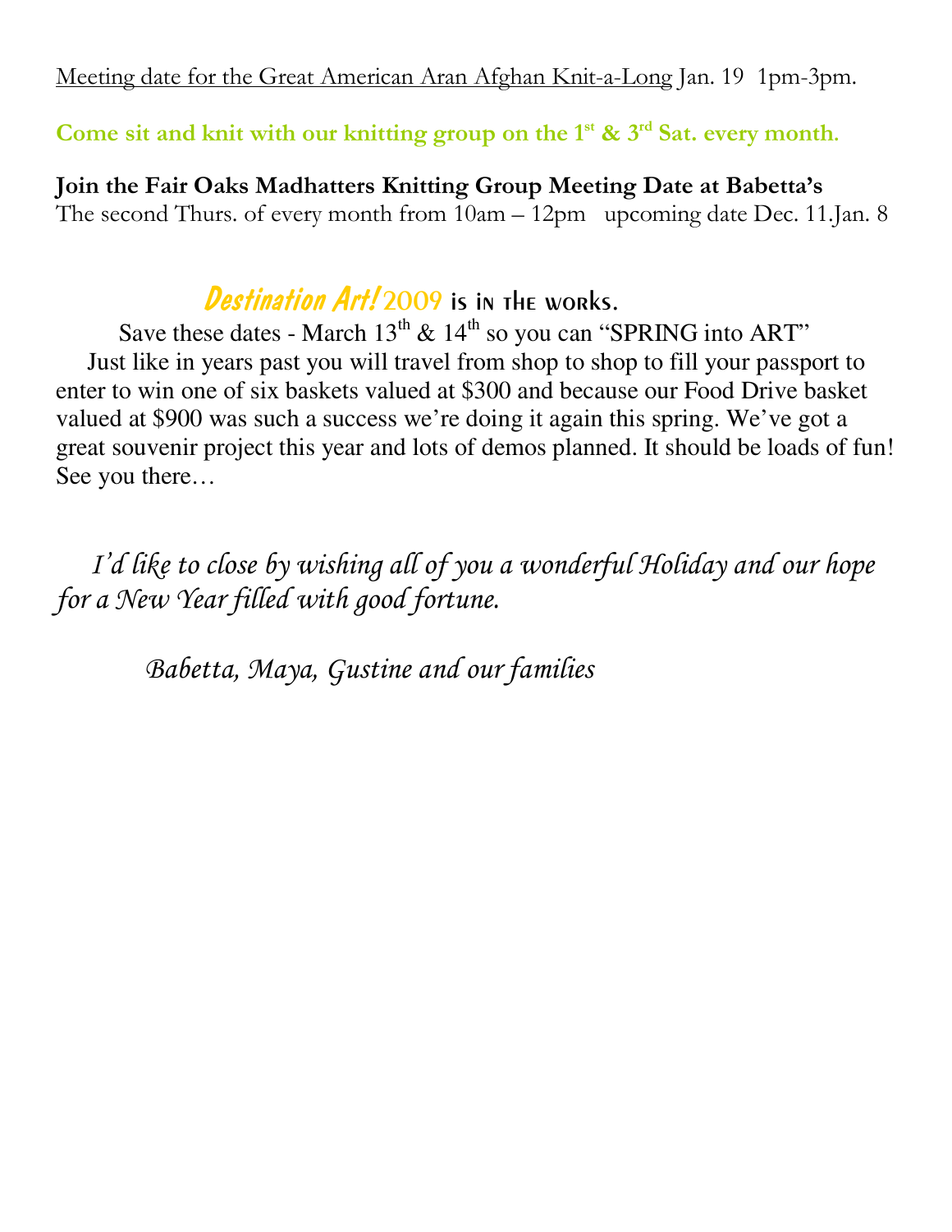Meeting date for the Great American Aran Afghan Knit-a-Long Jan. 19 1pm-3pm.

**Come sit and knit with our knitting group on the 1st & 3rd Sat. every month.**

**Join the Fair Oaks Madhatters Knitting Group Meeting Date at Babetta's**
The second Thurs. of every month from 10am – 12pm upcoming date Dec. 11.Jan. 8

## *Destination Art!* 2009 is in the works.

Save these dates - March 13th & 14th so you can "SPRING into ART"

Just like in years past you will travel from shop to shop to fill your passport to enter to win one of six baskets valued at $300 and because our Food Drive basket valued at $900 was such a success we're doing it again this spring. We've got a great souvenir project this year and lots of demos planned. It should be loads of fun! See you there…

*I'd like to close by wishing all of you a wonderful Holiday and our hope for a New Year filled with good fortune.*

*Babetta, Maya, Gustine and our families*